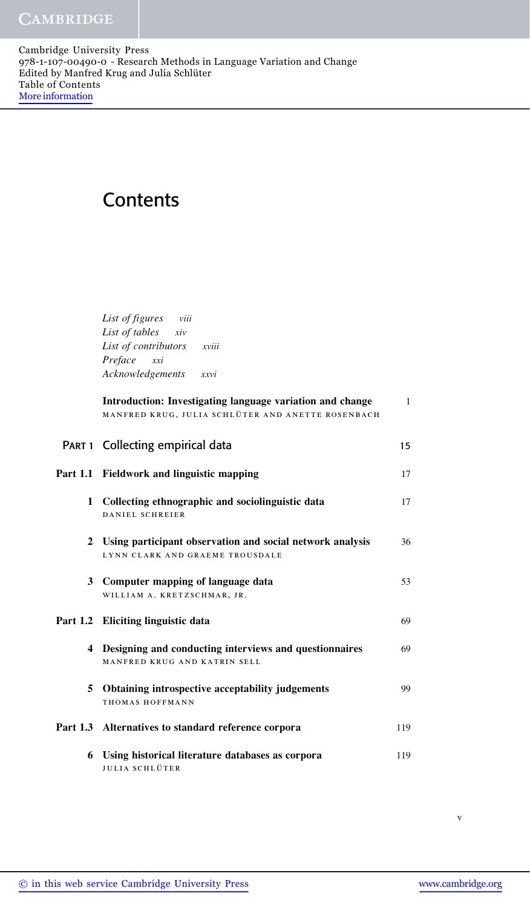Cambridge University Press
978-1-107-00490-0 - Research Methods in Language Variation and Change
Edited by Manfred Krug and Julia Schlüter
Table of Contents
More information

# Contents

*List of figures* viii
*List of tables* xiv
*List of contributors* xviii
*Preface* xxi
*Acknowledgements* xxvi

**Introduction: Investigating language variation and change** 1
MANFRED KRUG, JULIA SCHLÜTER AND ANETTE ROSENBACH

## PART 1 Collecting empirical data 15

### Part 1.1 Fieldwork and linguistic mapping 17

**1 Collecting ethnographic and sociolinguistic data** 17
DANIEL SCHREIER

**2 Using participant observation and social network analysis** 36
LYNN CLARK AND GRAEME TROUSDALE

**3 Computer mapping of language data** 53
WILLIAM A. KRETZSCHMAR, JR.

### Part 1.2 Eliciting linguistic data 69

**4 Designing and conducting interviews and questionnaires** 69
MANFRED KRUG AND KATRIN SELL

**5 Obtaining introspective acceptability judgements** 99
THOMAS HOFFMANN

### Part 1.3 Alternatives to standard reference corpora 119

**6 Using historical literature databases as corpora** 119
JULIA SCHLÜTER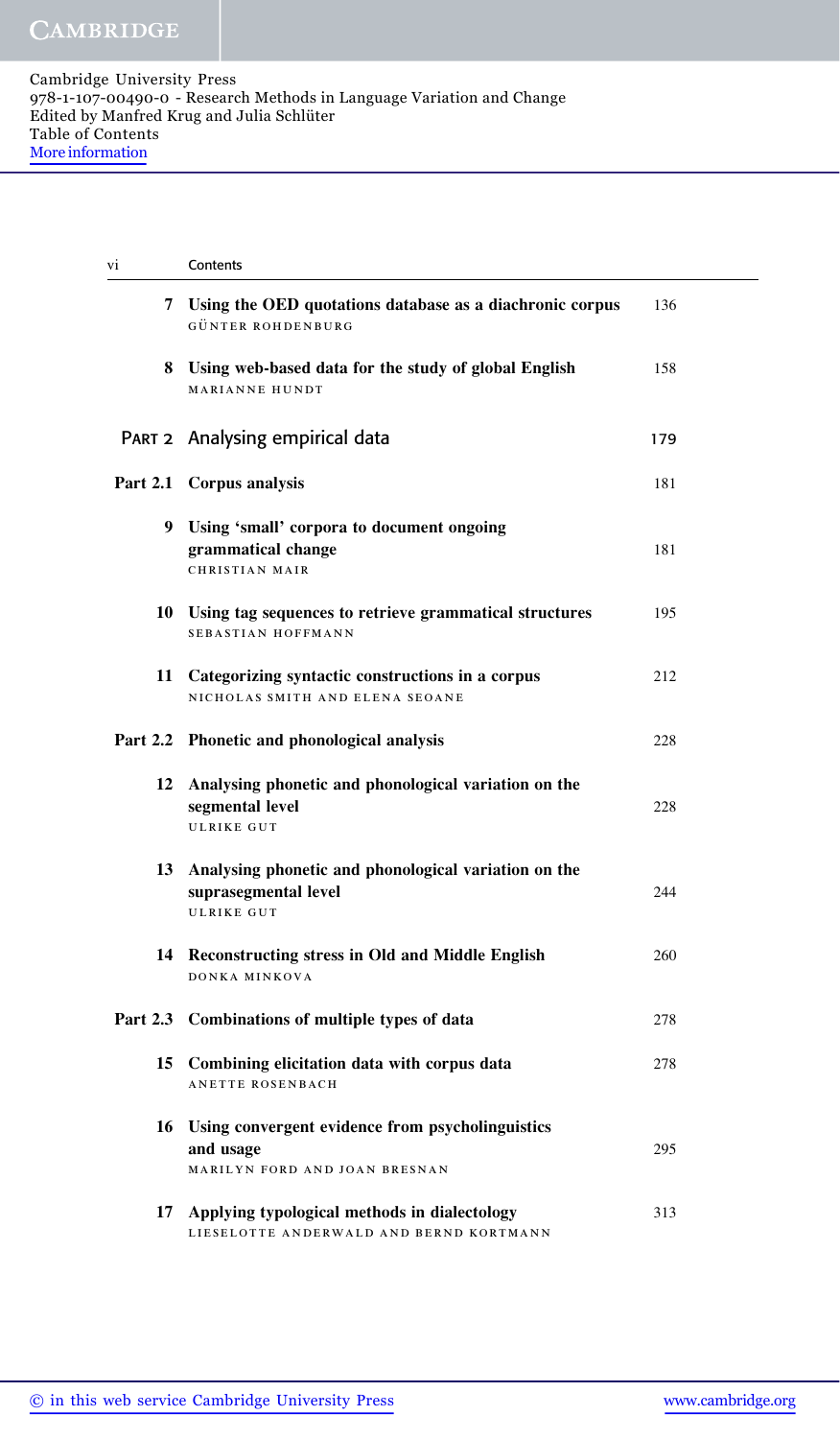| | | |
|---|---|---|
| 7 | **Using the OED quotations database as a diachronic corpus**<br>GÜNTER ROHDENBURG | 136 |
| 8 | **Using web-based data for the study of global English**<br>MARIANNE HUNDT | 158 |
| **PART 2** | **Analysing empirical data** | **179** |
| **Part 2.1** | **Corpus analysis** | 181 |
| 9 | **Using 'small' corpora to document ongoing grammatical change**<br>CHRISTIAN MAIR | 181 |
| 10 | **Using tag sequences to retrieve grammatical structures**<br>SEBASTIAN HOFFMANN | 195 |
| 11 | **Categorizing syntactic constructions in a corpus**<br>NICHOLAS SMITH AND ELENA SEOANE | 212 |
| **Part 2.2** | **Phonetic and phonological analysis** | 228 |
| 12 | **Analysing phonetic and phonological variation on the segmental level**<br>ULRIKE GUT | 228 |
| 13 | **Analysing phonetic and phonological variation on the suprasegmental level**<br>ULRIKE GUT | 244 |
| 14 | **Reconstructing stress in Old and Middle English**<br>DONKA MINKOVA | 260 |
| **Part 2.3** | **Combinations of multiple types of data** | 278 |
| 15 | **Combining elicitation data with corpus data**<br>ANETTE ROSENBACH | 278 |
| 16 | **Using convergent evidence from psycholinguistics and usage**<br>MARILYN FORD AND JOAN BRESNAN | 295 |
| 17 | **Applying typological methods in dialectology**<br>LIESELOTTE ANDERWALD AND BERND KORTMANN | 313 |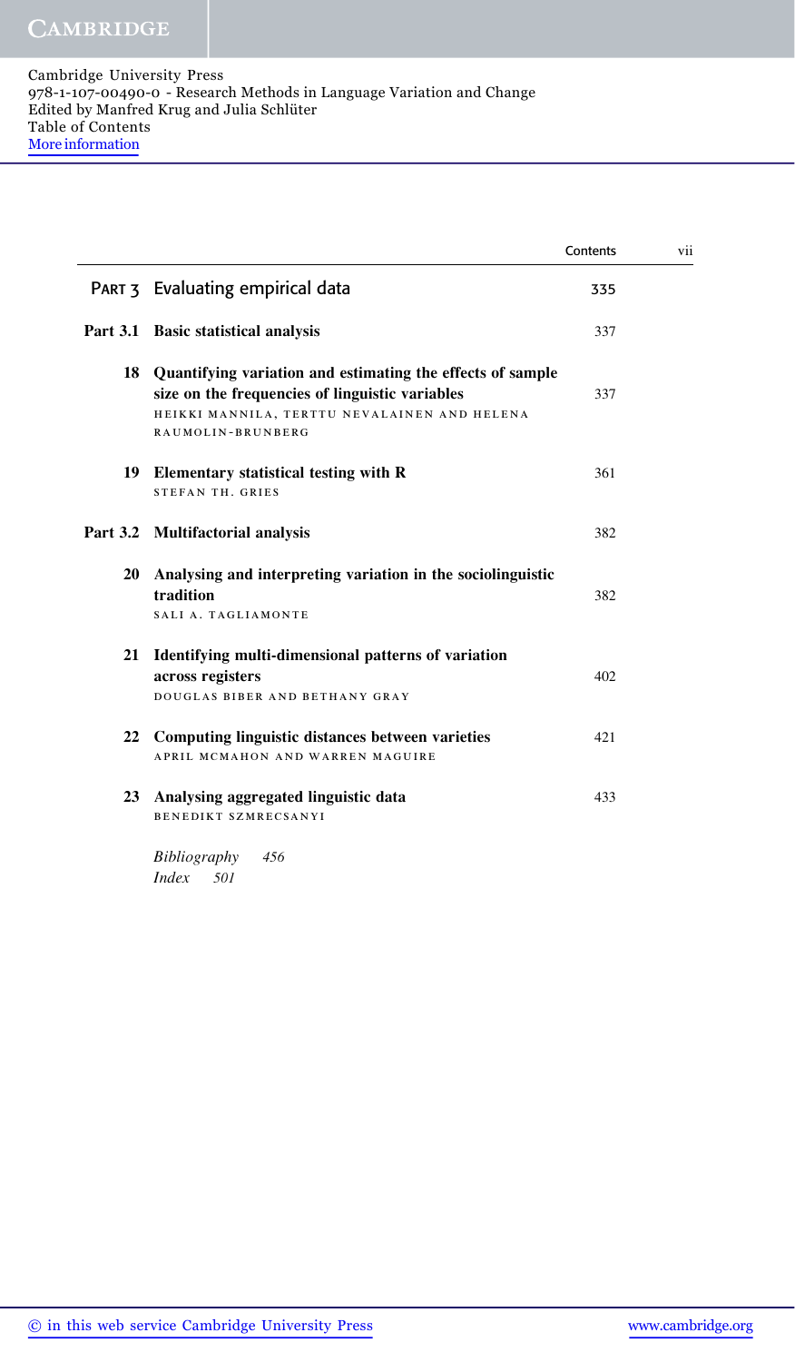| | | |
|---|---|---|
| **PART 3** | **Evaluating empirical data** | 335 |
| **Part 3.1** | **Basic statistical analysis** | 337 |
| 18 | **Quantifying variation and estimating the effects of sample size on the frequencies of linguistic variables**<br>HEIKKI MANNILA, TERTTU NEVALAINEN AND HELENA RAUMOLIN-BRUNBERG | 337 |
| 19 | **Elementary statistical testing with R**<br>STEFAN TH. GRIES | 361 |
| **Part 3.2** | **Multifactorial analysis** | 382 |
| 20 | **Analysing and interpreting variation in the sociolinguistic tradition**<br>SALI A. TAGLIAMONTE | 382 |
| 21 | **Identifying multi-dimensional patterns of variation across registers**<br>DOUGLAS BIBER AND BETHANY GRAY | 402 |
| 22 | **Computing linguistic distances between varieties**<br>APRIL MCMAHON AND WARREN MAGUIRE | 421 |
| 23 | **Analysing aggregated linguistic data**<br>BENEDIKT SZMRECSANYI | 433 |

*Bibliography* *456*
*Index* *501*